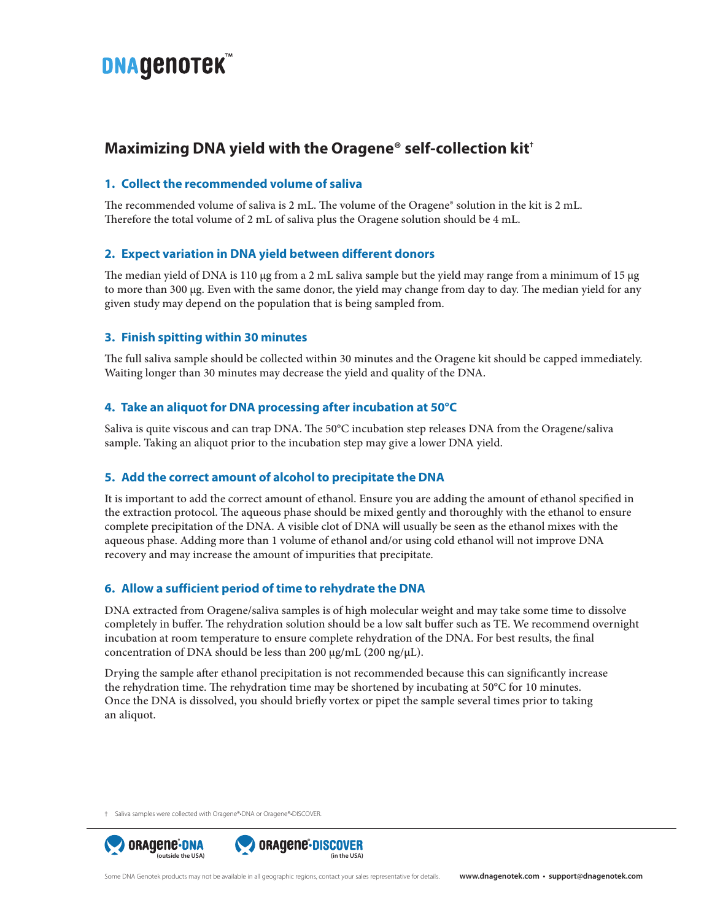DNAgenotek™

# Maximizing DNA yield with the Oragene® self-collection kit†

## 1. Collect the recommended volume of saliva

The recommended volume of saliva is 2 mL. The volume of the Oragene® solution in the kit is 2 mL. Therefore the total volume of 2 mL of saliva plus the Oragene solution should be 4 mL.

## 2. Expect variation in DNA yield between different donors

The median yield of DNA is 110 µg from a 2 mL saliva sample but the yield may range from a minimum of 15 µg to more than 300 µg. Even with the same donor, the yield may change from day to day. The median yield for any given study may depend on the population that is being sampled from.

## 3. Finish spitting within 30 minutes

The full saliva sample should be collected within 30 minutes and the Oragene kit should be capped immediately. Waiting longer than 30 minutes may decrease the yield and quality of the DNA.

## 4. Take an aliquot for DNA processing after incubation at 50°C

Saliva is quite viscous and can trap DNA. The 50°C incubation step releases DNA from the Oragene/saliva sample. Taking an aliquot prior to the incubation step may give a lower DNA yield.

## 5. Add the correct amount of alcohol to precipitate the DNA

It is important to add the correct amount of ethanol. Ensure you are adding the amount of ethanol specified in the extraction protocol. The aqueous phase should be mixed gently and thoroughly with the ethanol to ensure complete precipitation of the DNA. A visible clot of DNA will usually be seen as the ethanol mixes with the aqueous phase. Adding more than 1 volume of ethanol and/or using cold ethanol will not improve DNA recovery and may increase the amount of impurities that precipitate.

## 6. Allow a sufficient period of time to rehydrate the DNA

DNA extracted from Oragene/saliva samples is of high molecular weight and may take some time to dissolve completely in buffer. The rehydration solution should be a low salt buffer such as TE. We recommend overnight incubation at room temperature to ensure complete rehydration of the DNA. For best results, the final concentration of DNA should be less than 200 µg/mL (200 ng/µL).

Drying the sample after ethanol precipitation is not recommended because this can significantly increase the rehydration time. The rehydration time may be shortened by incubating at 50°C for 10 minutes. Once the DNA is dissolved, you should briefly vortex or pipet the sample several times prior to taking an aliquot.

† Saliva samples were collected with Oragene®•DNA or Oragene®•DISCOVER.

Oragene®•DNA (outside the USA) Oragene®•DISCOVER (in the USA)

Some DNA Genotek products may not be available in all geographic regions, contact your sales representative for details. www.dnagenotek.com • support@dnagenotek.com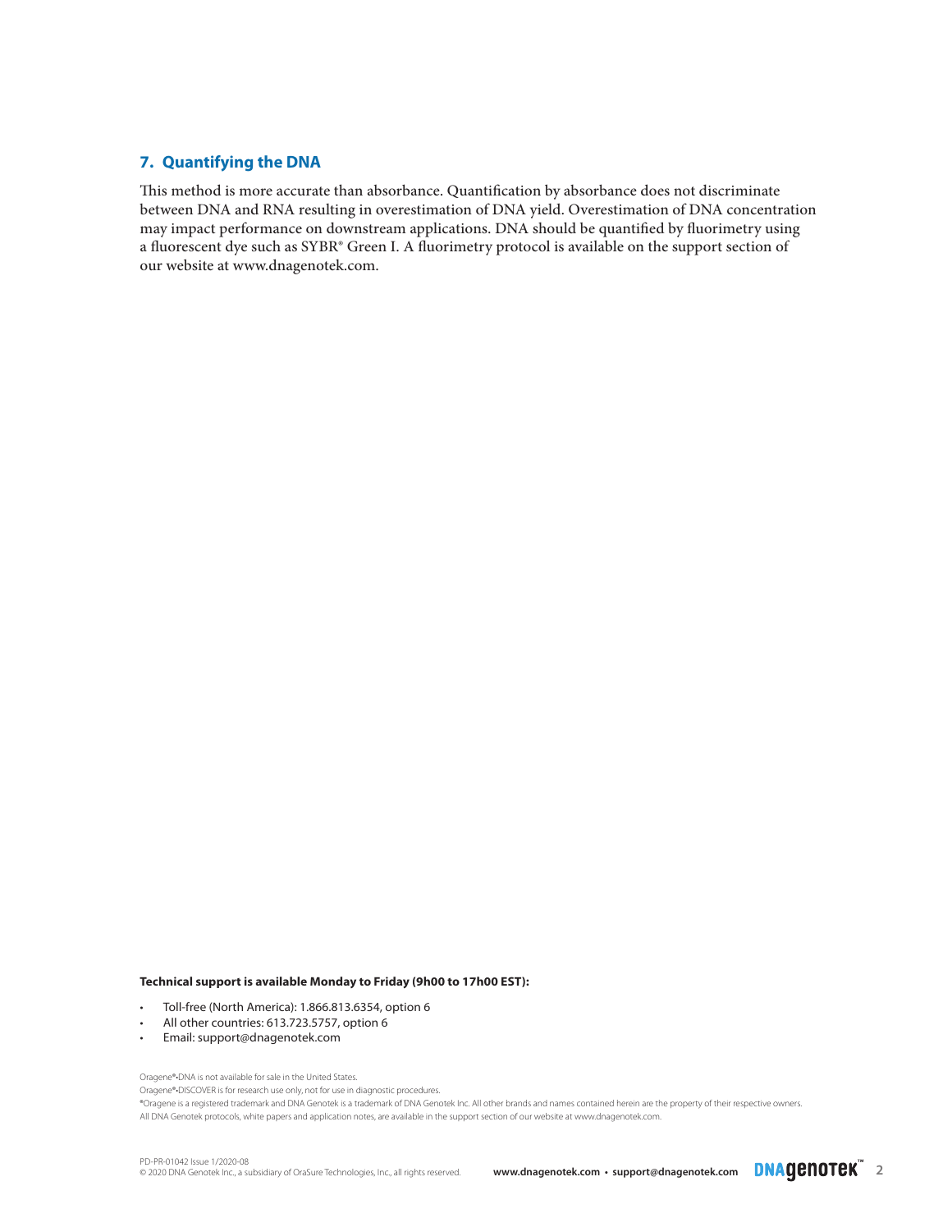## 7. Quantifying the DNA

This method is more accurate than absorbance. Quantification by absorbance does not discriminate between DNA and RNA resulting in overestimation of DNA yield. Overestimation of DNA concentration may impact performance on downstream applications. DNA should be quantified by fluorimetry using a fluorescent dye such as SYBR® Green I. A fluorimetry protocol is available on the support section of our website at www.dnagenotek.com.

**Technical support is available Monday to Friday (9h00 to 17h00 EST):**

- Toll-free (North America): 1.866.813.6354, option 6
- All other countries: 613.723.5757, option 6
- Email: support@dnagenotek.com

Oragene®•DNA is not available for sale in the United States.
Oragene®•DISCOVER is for research use only, not for use in diagnostic procedures.
®Oragene is a registered trademark and DNA Genotek is a trademark of DNA Genotek Inc. All other brands and names contained herein are the property of their respective owners.
All DNA Genotek protocols, white papers and application notes, are available in the support section of our website at www.dnagenotek.com.

PD-PR-01042 Issue 1/2020-08
© 2020 DNA Genotek Inc., a subsidiary of OraSure Technologies, Inc., all rights reserved.